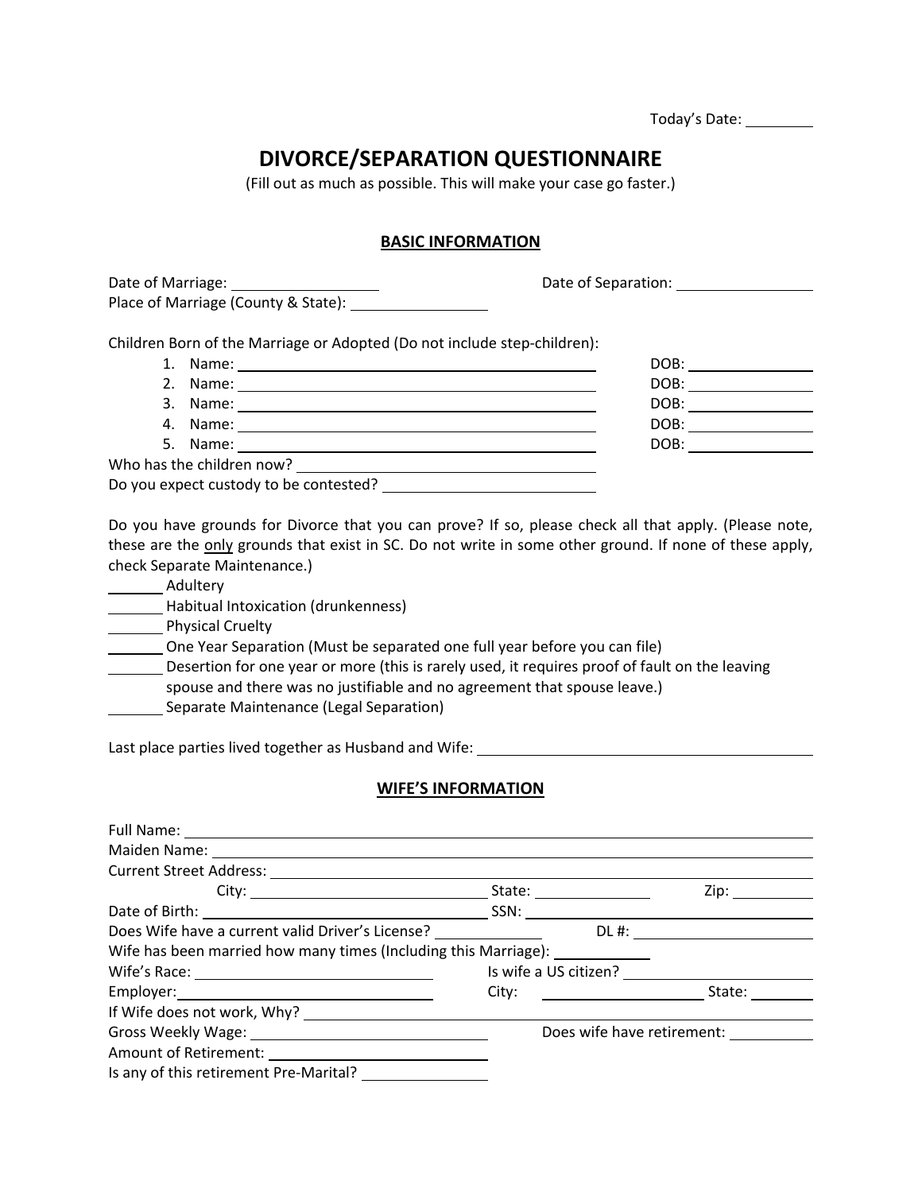Today's Date: ________

# DIVORCE/SEPARATION QUESTIONNAIRE

(Fill out as much as possible. This will make your case go faster.)

## BASIC INFORMATION

Date of Marriage: ________________ Date of Separation: ________________

Place of Marriage (County & State): ________________

Children Born of the Marriage or Adopted (Do not include step-children):

1. Name: ________________ DOB: ________
2. Name: ________________ DOB: ________
3. Name: ________________ DOB: ________
4. Name: ________________ DOB: ________
5. Name: ________________ DOB: ________

Who has the children now? ________________

Do you expect custody to be contested? ________________

Do you have grounds for Divorce that you can prove? If so, please check all that apply. (Please note, these are the only grounds that exist in SC. Do not write in some other ground. If none of these apply, check Separate Maintenance.)

_______ Adultery

_______ Habitual Intoxication (drunkenness)

_______ Physical Cruelty

_______ One Year Separation (Must be separated one full year before you can file)

_______ Desertion for one year or more (this is rarely used, it requires proof of fault on the leaving spouse and there was no justifiable and no agreement that spouse leave.)

_______ Separate Maintenance (Legal Separation)

Last place parties lived together as Husband and Wife: ________________

## WIFE'S INFORMATION

Full Name: ________________

Maiden Name: ________________

Current Street Address: ________________

City: ________________ State: ________ Zip: ________

Date of Birth: ________________ SSN: ________________

Does Wife have a current valid Driver's License? ________ DL #: ________________

Wife has been married how many times (Including this Marriage): ________

Wife's Race: ________________ Is wife a US citizen? ________________

Employer: ________________ City: ________________ State: ________

If Wife does not work, Why? ________________

Gross Weekly Wage: ________________ Does wife have retirement: ________

Amount of Retirement: ________________

Is any of this retirement Pre-Marital? ________________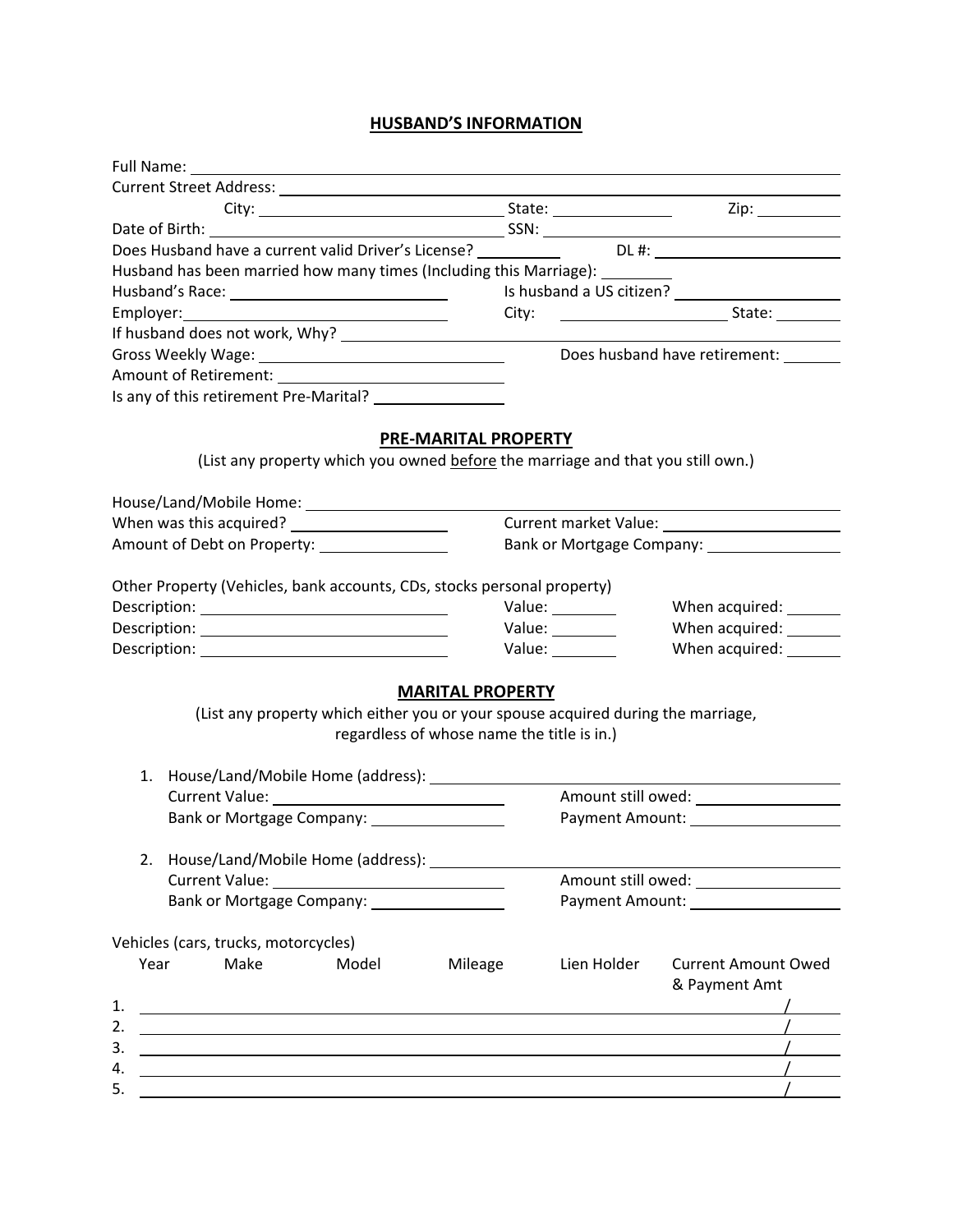## HUSBAND'S INFORMATION

Full Name: ______________________________________________

Current Street Address: ______________________________________________

City: ____________________ State: __________ Zip: __________

Date of Birth: ____________________ SSN: ____________________

Does Husband have a current valid Driver's License? __________ DL #: ____________________

Husband has been married how many times (Including this Marriage): ________

Husband's Race: ____________________ Is husband a US citizen? ____________________

Employer: ____________________ City: ____________________ State: ________

If husband does not work, Why? ______________________________________________

Gross Weekly Wage: ____________________ Does husband have retirement: ________

Amount of Retirement: ____________________

Is any of this retirement Pre-Marital? ____________________

## PRE-MARITAL PROPERTY

(List any property which you owned before the marriage and that you still own.)

House/Land/Mobile Home: ______________________________________________

When was this acquired? ____________________ Current market Value: ____________________

Amount of Debt on Property: ____________________ Bank or Mortgage Company: ____________________

Other Property (Vehicles, bank accounts, CDs, stocks personal property)

Description: ____________________ Value: ________ When acquired: ________

Description: ____________________ Value: ________ When acquired: ________

Description: ____________________ Value: ________ When acquired: ________

## MARITAL PROPERTY

(List any property which either you or your spouse acquired during the marriage, regardless of whose name the title is in.)

1. House/Land/Mobile Home (address): ______________________________________________
   Current Value: ____________________ Amount still owed: ____________________
   Bank or Mortgage Company: ____________________ Payment Amount: ____________________

2. House/Land/Mobile Home (address): ______________________________________________
   Current Value: ____________________ Amount still owed: ____________________
   Bank or Mortgage Company: ____________________ Payment Amount: ____________________

Vehicles (cars, trucks, motorcycles)

| | Year | Make | Model | Mileage | Lien Holder | Current Amount Owed & Payment Amt |
|---|---|---|---|---|---|---|
| 1. | | | | | | / |
| 2. | | | | | | / |
| 3. | | | | | | / |
| 4. | | | | | | / |
| 5. | | | | | | / |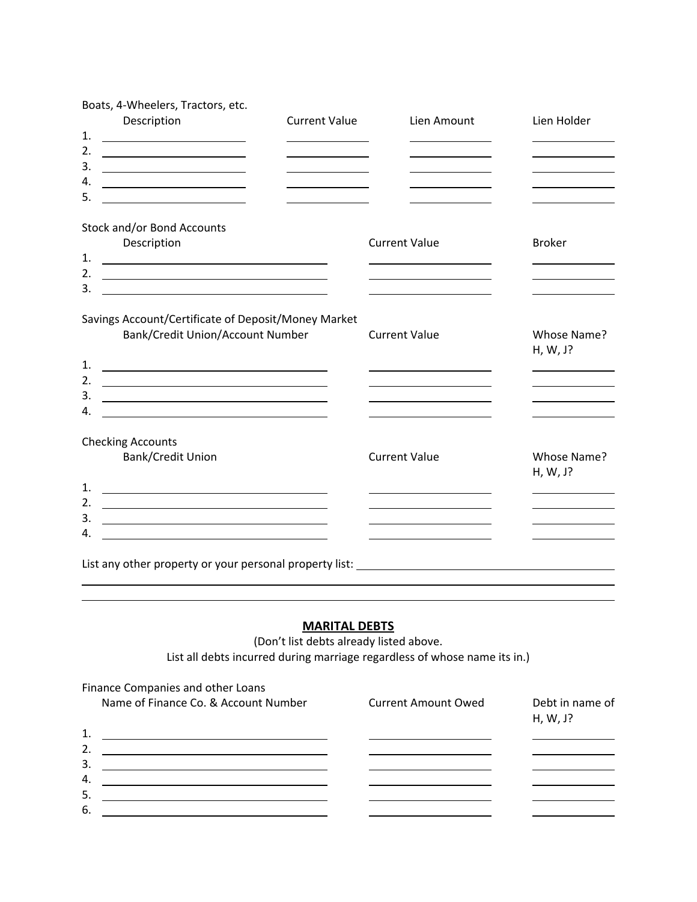Boats, 4-Wheelers, Tractors, etc.

| | Description | Current Value | Lien Amount | Lien Holder |
|---|---|---|---|---|
| 1. | | | | |
| 2. | | | | |
| 3. | | | | |
| 4. | | | | |
| 5. | | | | |

Stock and/or Bond Accounts

| | Description | Current Value | Broker |
|---|---|---|---|
| 1. | | | |
| 2. | | | |
| 3. | | | |

Savings Account/Certificate of Deposit/Money Market

| | Bank/Credit Union/Account Number | Current Value | Whose Name? H, W, J? |
|---|---|---|---|
| 1. | | | |
| 2. | | | |
| 3. | | | |
| 4. | | | |

Checking Accounts

| | Bank/Credit Union | Current Value | Whose Name? H, W, J? |
|---|---|---|---|
| 1. | | | |
| 2. | | | |
| 3. | | | |
| 4. | | | |

List any other property or your personal property list: ______________________________

__________________________________________________________________________

__________________________________________________________________________

## **MARITAL DEBTS**

(Don't list debts already listed above.
List all debts incurred during marriage regardless of whose name its in.)

Finance Companies and other Loans

| | Name of Finance Co. & Account Number | Current Amount Owed | Debt in name of H, W, J? |
|---|---|---|---|
| 1. | | | |
| 2. | | | |
| 3. | | | |
| 4. | | | |
| 5. | | | |
| 6. | | | |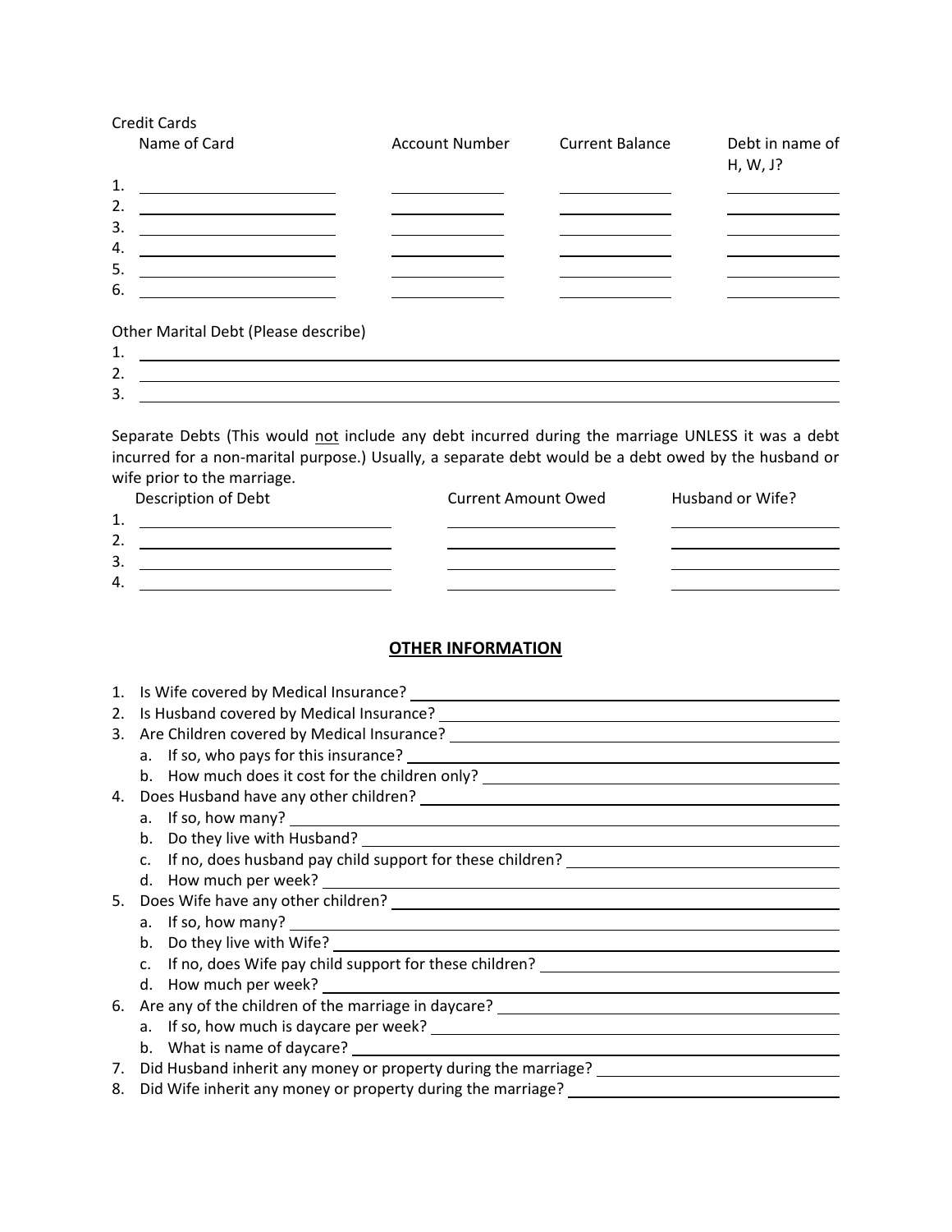Credit Cards

| | Name of Card | Account Number | Current Balance | Debt in name of H, W, J? |
|---|---|---|---|---|
| 1. | | | | |
| 2. | | | | |
| 3. | | | | |
| 4. | | | | |
| 5. | | | | |
| 6. | | | | |

Other Marital Debt (Please describe)

1. \_\_\_\_\_\_\_\_\_\_\_\_\_\_\_\_\_\_\_\_\_\_\_\_\_\_\_\_\_\_\_\_\_\_\_\_\_\_\_\_
2. \_\_\_\_\_\_\_\_\_\_\_\_\_\_\_\_\_\_\_\_\_\_\_\_\_\_\_\_\_\_\_\_\_\_\_\_\_\_\_\_
3. \_\_\_\_\_\_\_\_\_\_\_\_\_\_\_\_\_\_\_\_\_\_\_\_\_\_\_\_\_\_\_\_\_\_\_\_\_\_\_\_

Separate Debts (This would <u>not</u> include any debt incurred during the marriage UNLESS it was a debt incurred for a non-marital purpose.) Usually, a separate debt would be a debt owed by the husband or wife prior to the marriage.

| | Description of Debt | Current Amount Owed | Husband or Wife? |
|---|---|---|---|
| 1. | | | |
| 2. | | | |
| 3. | | | |
| 4. | | | |

## OTHER INFORMATION

1. Is Wife covered by Medical Insurance? \_\_\_\_\_\_\_\_\_\_\_\_\_\_\_\_\_\_\_\_
2. Is Husband covered by Medical Insurance? \_\_\_\_\_\_\_\_\_\_\_\_\_\_\_\_\_\_\_\_
3. Are Children covered by Medical Insurance? \_\_\_\_\_\_\_\_\_\_\_\_\_\_\_\_\_\_\_\_
   a. If so, who pays for this insurance? \_\_\_\_\_\_\_\_\_\_\_\_\_\_\_\_\_\_\_\_
   b. How much does it cost for the children only? \_\_\_\_\_\_\_\_\_\_\_\_\_\_\_\_\_\_\_\_
4. Does Husband have any other children? \_\_\_\_\_\_\_\_\_\_\_\_\_\_\_\_\_\_\_\_
   a. If so, how many? \_\_\_\_\_\_\_\_\_\_\_\_\_\_\_\_\_\_\_\_
   b. Do they live with Husband? \_\_\_\_\_\_\_\_\_\_\_\_\_\_\_\_\_\_\_\_
   c. If no, does husband pay child support for these children? \_\_\_\_\_\_\_\_\_\_\_\_\_\_\_\_\_\_\_\_
   d. How much per week? \_\_\_\_\_\_\_\_\_\_\_\_\_\_\_\_\_\_\_\_
5. Does Wife have any other children? \_\_\_\_\_\_\_\_\_\_\_\_\_\_\_\_\_\_\_\_
   a. If so, how many? \_\_\_\_\_\_\_\_\_\_\_\_\_\_\_\_\_\_\_\_
   b. Do they live with Wife? \_\_\_\_\_\_\_\_\_\_\_\_\_\_\_\_\_\_\_\_
   c. If no, does Wife pay child support for these children? \_\_\_\_\_\_\_\_\_\_\_\_\_\_\_\_\_\_\_\_
   d. How much per week? \_\_\_\_\_\_\_\_\_\_\_\_\_\_\_\_\_\_\_\_
6. Are any of the children of the marriage in daycare? \_\_\_\_\_\_\_\_\_\_\_\_\_\_\_\_\_\_\_\_
   a. If so, how much is daycare per week? \_\_\_\_\_\_\_\_\_\_\_\_\_\_\_\_\_\_\_\_
   b. What is name of daycare? \_\_\_\_\_\_\_\_\_\_\_\_\_\_\_\_\_\_\_\_
7. Did Husband inherit any money or property during the marriage? \_\_\_\_\_\_\_\_\_\_\_\_\_\_\_\_\_\_\_\_
8. Did Wife inherit any money or property during the marriage? \_\_\_\_\_\_\_\_\_\_\_\_\_\_\_\_\_\_\_\_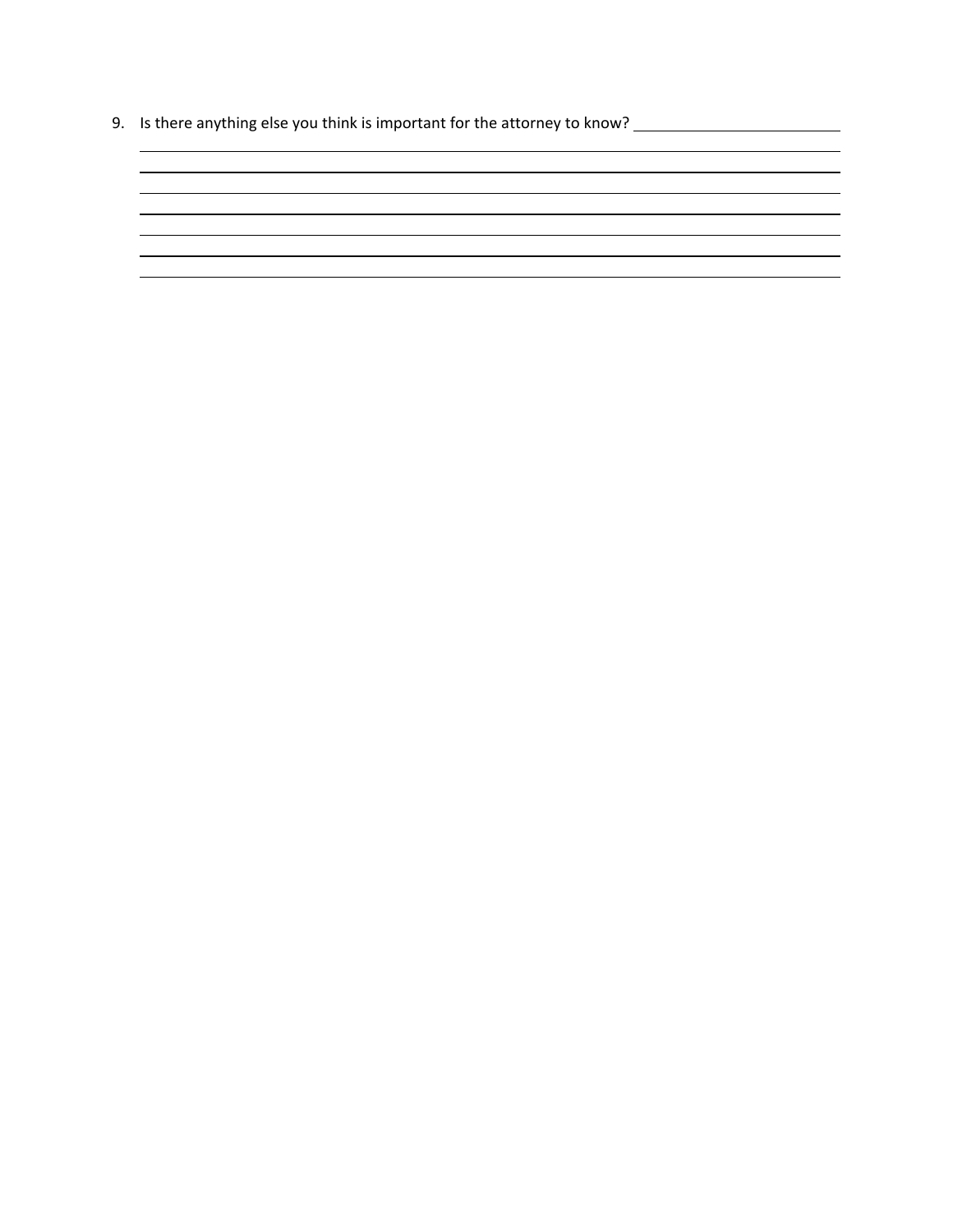9. Is there anything else you think is important for the attorney to know? ________________________

______________________________________________________________________________

______________________________________________________________________________

______________________________________________________________________________

______________________________________________________________________________

______________________________________________________________________________

______________________________________________________________________________

______________________________________________________________________________